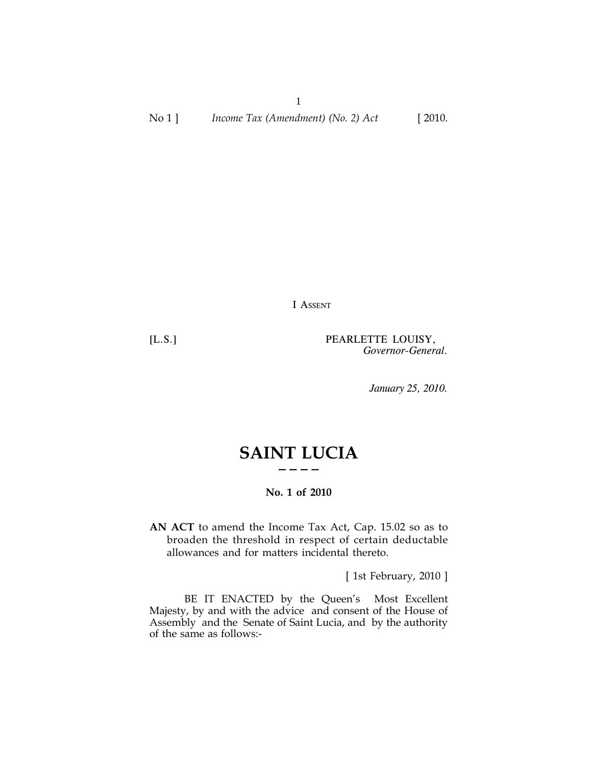I ASSENT

[L.S.] PEARLETTE LOUISY,
*Governor-General*.

*January 25, 2010.*

# SAINT LUCIA

**No. 1 of 2010**

**AN ACT** to amend the Income Tax Act, Cap. 15.02 so as to broaden the threshold in respect of certain deductable allowances and for matters incidental thereto.

[ 1st February, 2010 ]

BE IT ENACTED by the Queen's Most Excellent Majesty, by and with the advice and consent of the House of Assembly and the Senate of Saint Lucia, and by the authority of the same as follows:-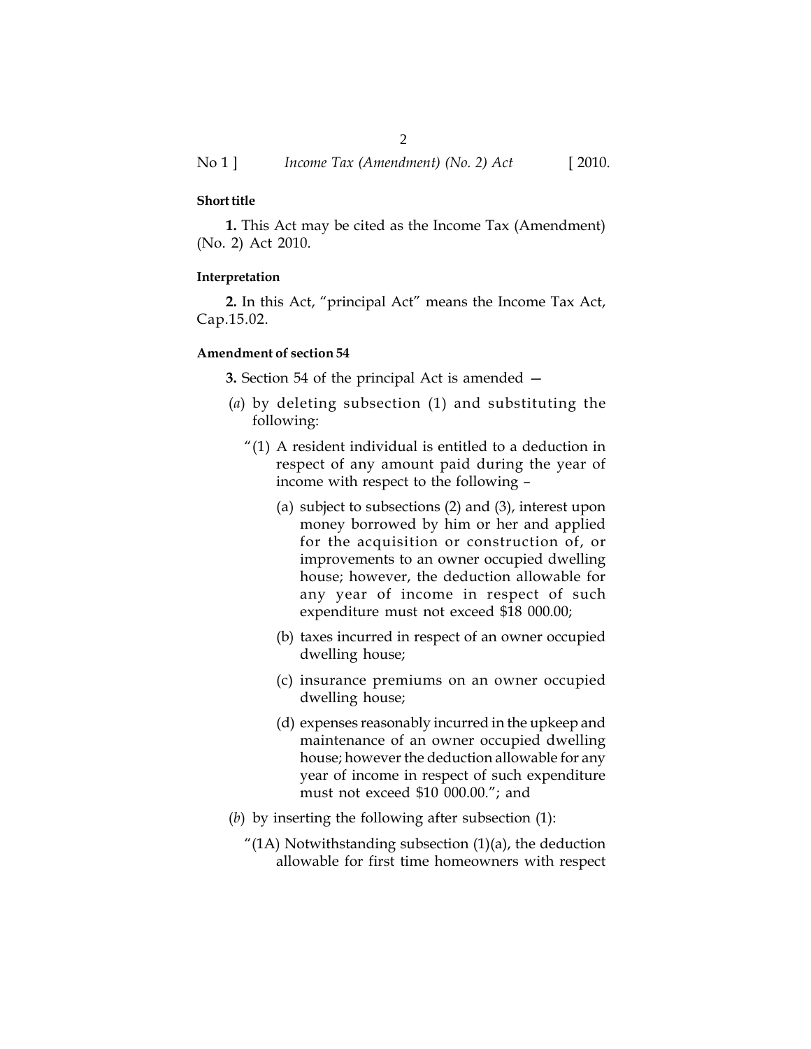**Short title**

**1.** This Act may be cited as the Income Tax (Amendment) (No. 2) Act 2010.

**Interpretation**

**2.** In this Act, "principal Act" means the Income Tax Act, Cap.15.02.

**Amendment of section 54**

**3.** Section 54 of the principal Act is amended —

(*a*) by deleting subsection (1) and substituting the following:

"(1) A resident individual is entitled to a deduction in respect of any amount paid during the year of income with respect to the following –

(a) subject to subsections (2) and (3), interest upon money borrowed by him or her and applied for the acquisition or construction of, or improvements to an owner occupied dwelling house; however, the deduction allowable for any year of income in respect of such expenditure must not exceed $18 000.00;

(b) taxes incurred in respect of an owner occupied dwelling house;

(c) insurance premiums on an owner occupied dwelling house;

(d) expenses reasonably incurred in the upkeep and maintenance of an owner occupied dwelling house; however the deduction allowable for any year of income in respect of such expenditure must not exceed $10 000.00."; and

(*b*) by inserting the following after subsection (1):

"(1A) Notwithstanding subsection (1)(a), the deduction allowable for first time homeowners with respect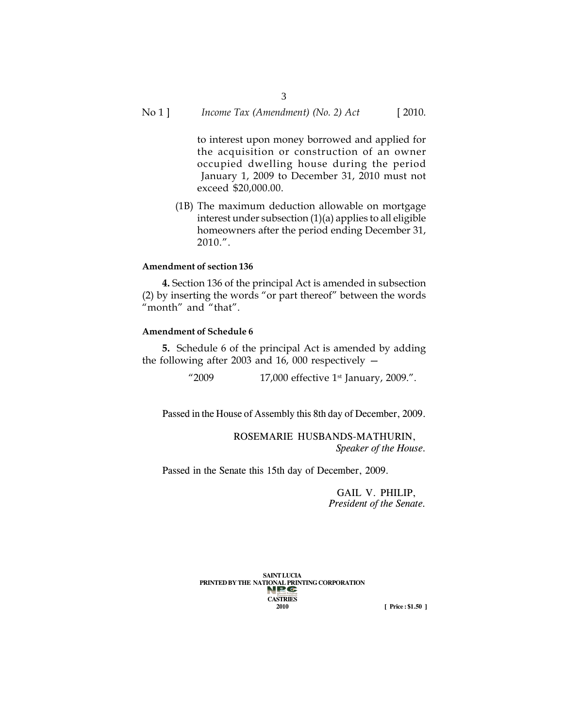to interest upon money borrowed and applied for the acquisition or construction of an owner occupied dwelling house during the period January 1, 2009 to December 31, 2010 must not exceed $20,000.00.

(1B) The maximum deduction allowable on mortgage interest under subsection (1)(a) applies to all eligible homeowners after the period ending December 31, 2010.".

**Amendment of section 136**

**4.** Section 136 of the principal Act is amended in subsection (2) by inserting the words "or part thereof" between the words "month" and "that".

**Amendment of Schedule 6**

**5.** Schedule 6 of the principal Act is amended by adding the following after 2003 and 16, 000 respectively —

"2009 17,000 effective 1st January, 2009.".

Passed in the House of Assembly this 8th day of December, 2009.

ROSEMARIE HUSBANDS-MATHURIN,
*Speaker of the House*.

Passed in the Senate this 15th day of December, 2009.

GAIL V. PHILIP,
*President of the Senate*.

SAINT LUCIA
PRINTED BY THE NATIONAL PRINTING CORPORATION
CASTRIES
2010

[ Price : $1.50 ]